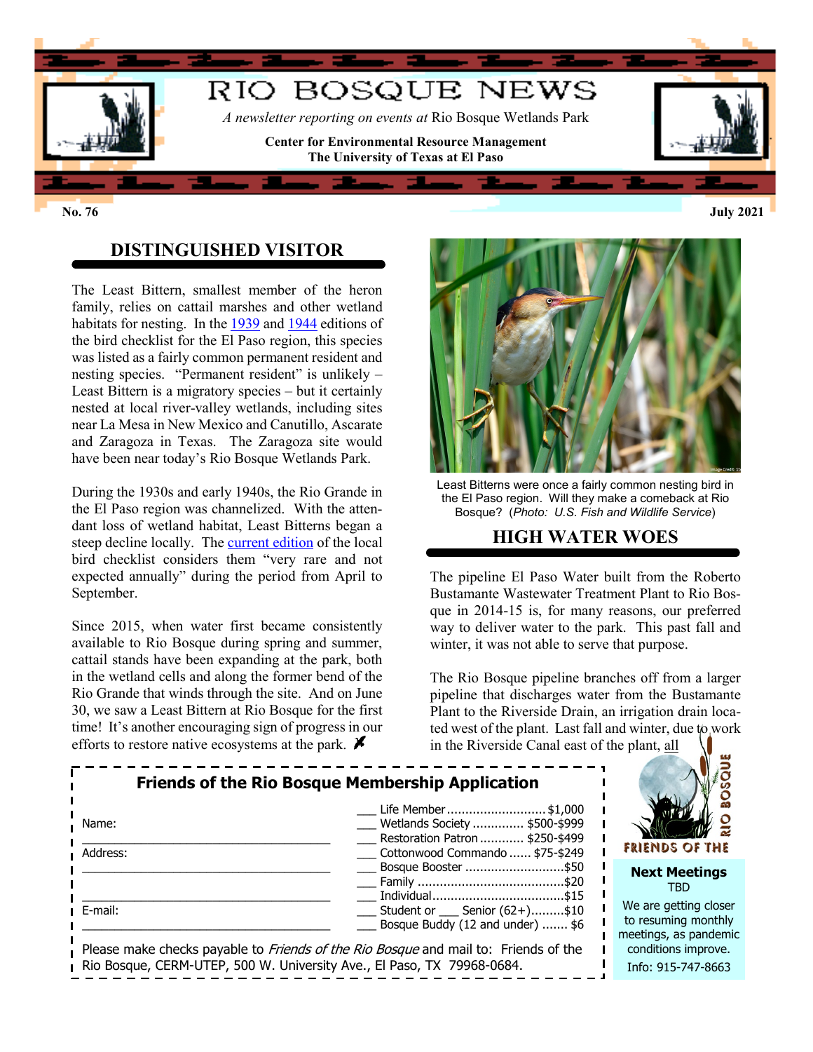# RIO BOSQUE NEWS

*A newsletter reporting on events at* Rio Bosque Wetlands Park

**Center for Environmental Resource Management**
**The University of Texas at El Paso**

**No. 76** **July 2021**

## DISTINGUISHED VISITOR

The Least Bittern, smallest member of the heron family, relies on cattail marshes and other wetland habitats for nesting. In the 1939 and 1944 editions of the bird checklist for the El Paso region, this species was listed as a fairly common permanent resident and nesting species. "Permanent resident" is unlikely – Least Bittern is a migratory species – but it certainly nested at local river-valley wetlands, including sites near La Mesa in New Mexico and Canutillo, Ascarate and Zaragoza in Texas. The Zaragoza site would have been near today's Rio Bosque Wetlands Park.

During the 1930s and early 1940s, the Rio Grande in the El Paso region was channelized. With the attendant loss of wetland habitat, Least Bitterns began a steep decline locally. The current edition of the local bird checklist considers them "very rare and not expected annually" during the period from April to September.

Since 2015, when water first became consistently available to Rio Bosque during spring and summer, cattail stands have been expanding at the park, both in the wetland cells and along the former bend of the Rio Grande that winds through the site. And on June 30, we saw a Least Bittern at Rio Bosque for the first time! It's another encouraging sign of progress in our efforts to restore native ecosystems at the park.

Least Bitterns were once a fairly common nesting bird in the El Paso region. Will they make a comeback at Rio Bosque? (*Photo: U.S. Fish and Wildlife Service*)

## HIGH WATER WOES

The pipeline El Paso Water built from the Roberto Bustamante Wastewater Treatment Plant to Rio Bosque in 2014-15 is, for many reasons, our preferred way to deliver water to the park. This past fall and winter, it was not able to serve that purpose.

The Rio Bosque pipeline branches off from a larger pipeline that discharges water from the Bustamante Plant to the Riverside Drain, an irrigation drain located west of the plant. Last fall and winter, due to work in the Riverside Canal east of the plant, all

### Friends of the Rio Bosque Membership Application

Name: ___________________________________

Address: ___________________________________

___________________________________

E-mail: ___________________________________

- ___ Life Member .......................... $1,000
- ___ Wetlands Society ............. $500-$999
- ___ Restoration Patron ........... $250-$499
- ___ Cottonwood Commando ...... $75-$249
- ___ Bosque Booster ........................... $50
- ___ Family ......................................... $20
- ___ Individual ..................................... $15
- ___ Student or ___ Senior (62+).........$10
- ___ Bosque Buddy (12 and under) ....... $6

Please make checks payable to *Friends of the Rio Bosque* and mail to: Friends of the Rio Bosque, CERM-UTEP, 500 W. University Ave., El Paso, TX 79968-0684.

FRIENDS OF THE RIO BOSQUE

**Next Meetings**
TBD

We are getting closer to resuming monthly meetings, as pandemic conditions improve.

Info: 915-747-8663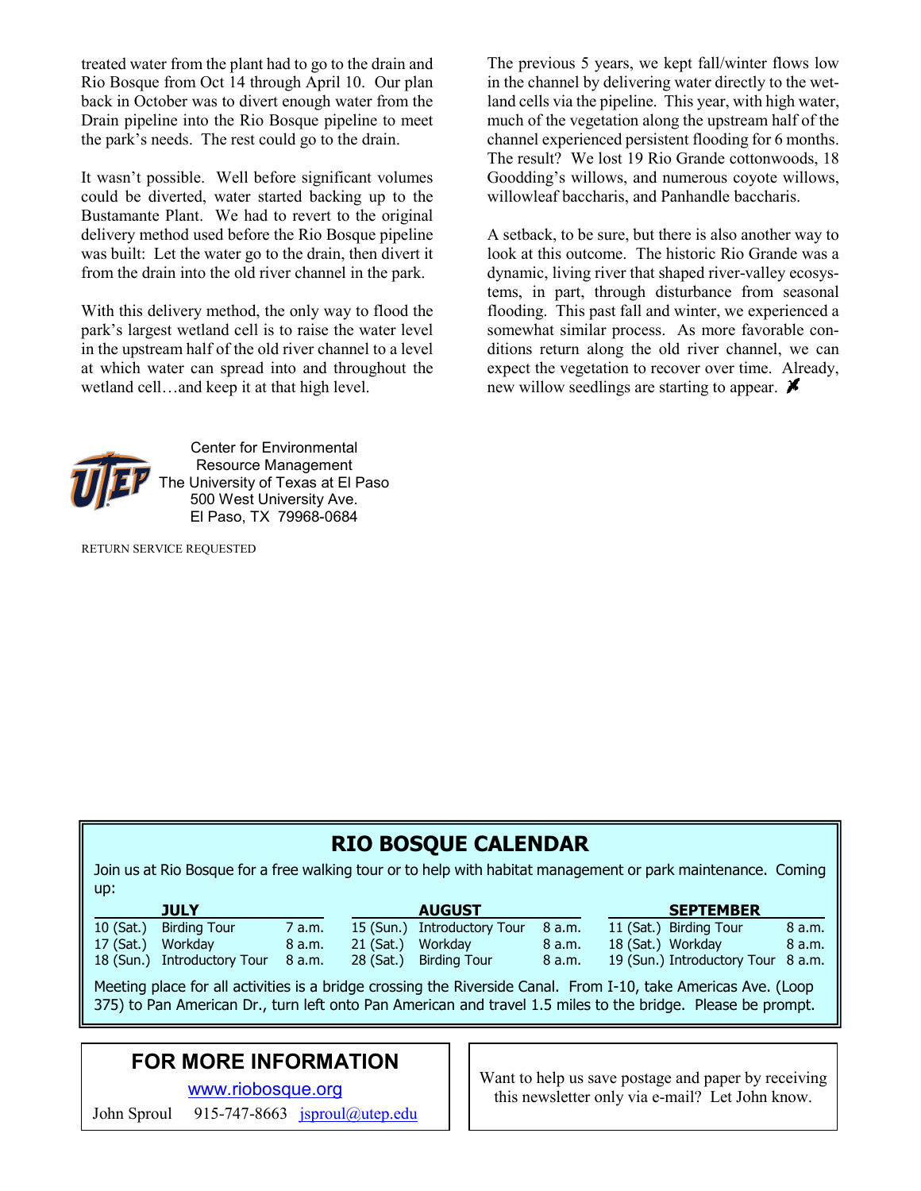treated water from the plant had to go to the drain and Rio Bosque from Oct 14 through April 10. Our plan back in October was to divert enough water from the Drain pipeline into the Rio Bosque pipeline to meet the park's needs. The rest could go to the drain.

It wasn't possible. Well before significant volumes could be diverted, water started backing up to the Bustamante Plant. We had to revert to the original delivery method used before the Rio Bosque pipeline was built: Let the water go to the drain, then divert it from the drain into the old river channel in the park.

With this delivery method, the only way to flood the park's largest wetland cell is to raise the water level in the upstream half of the old river channel to a level at which water can spread into and throughout the wetland cell…and keep it at that high level.

The previous 5 years, we kept fall/winter flows low in the channel by delivering water directly to the wetland cells via the pipeline. This year, with high water, much of the vegetation along the upstream half of the channel experienced persistent flooding for 6 months. The result? We lost 19 Rio Grande cottonwoods, 18 Goodding's willows, and numerous coyote willows, willowleaf baccharis, and Panhandle baccharis.

A setback, to be sure, but there is also another way to look at this outcome. The historic Rio Grande was a dynamic, living river that shaped river-valley ecosystems, in part, through disturbance from seasonal flooding. This past fall and winter, we experienced a somewhat similar process. As more favorable conditions return along the old river channel, we can expect the vegetation to recover over time. Already, new willow seedlings are starting to appear.

Center for Environmental Resource Management
The University of Texas at El Paso
500 West University Ave.
El Paso, TX 79968-0684

RETURN SERVICE REQUESTED

## RIO BOSQUE CALENDAR

Join us at Rio Bosque for a free walking tour or to help with habitat management or park maintenance. Coming up:

| JULY | | | AUGUST | | | SEPTEMBER | | |
|---|---|---|---|---|---|---|---|---|
| 10 (Sat.) | Birding Tour | 7 a.m. | 15 (Sun.) | Introductory Tour | 8 a.m. | 11 (Sat.) | Birding Tour | 8 a.m. |
| 17 (Sat.) | Workday | 8 a.m. | 21 (Sat.) | Workday | 8 a.m. | 18 (Sat.) | Workday | 8 a.m. |
| 18 (Sun.) | Introductory Tour | 8 a.m. | 28 (Sat.) | Birding Tour | 8 a.m. | 19 (Sun.) | Introductory Tour | 8 a.m. |

Meeting place for all activities is a bridge crossing the Riverside Canal. From I-10, take Americas Ave. (Loop 375) to Pan American Dr., turn left onto Pan American and travel 1.5 miles to the bridge. Please be prompt.

## FOR MORE INFORMATION

www.riobosque.org

John Sproul 915-747-8663 jsproul@utep.edu

Want to help us save postage and paper by receiving this newsletter only via e-mail? Let John know.